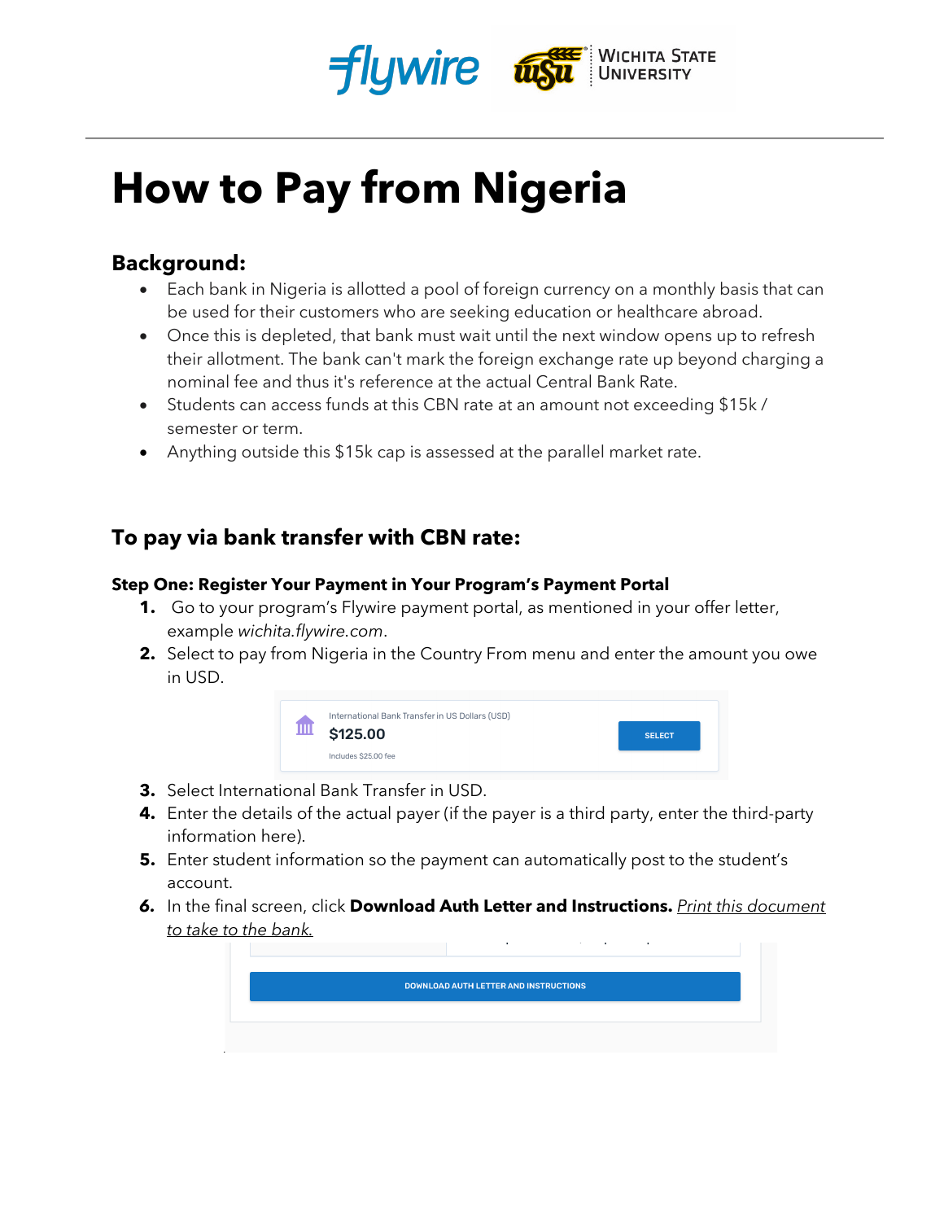# How to Pay from Nigeria

## Background:

- Each bank in Nigeria is allotted a pool of foreign currency on a monthly basis that can be used for their customers who are seeking education or healthcare abroad.
- Once this is depleted, that bank must wait until the next window opens up to refresh their allotment. The bank can't mark the foreign exchange rate up beyond charging a nominal fee and thus it's reference at the actual Central Bank Rate.
- Students can access funds at this CBN rate at an amount not exceeding $15k / semester or term.
- Anything outside this $15k cap is assessed at the parallel market rate.

## To pay via bank transfer with CBN rate:

### Step One: Register Your Payment in Your Program's Payment Portal

1. Go to your program's Flywire payment portal, as mentioned in your offer letter, example *wichita.flywire.com*.
2. Select to pay from Nigeria in the Country From menu and enter the amount you owe in USD.
3. Select International Bank Transfer in USD.
4. Enter the details of the actual payer (if the payer is a third party, enter the third-party information here).
5. Enter student information so the payment can automatically post to the student's account.
6. In the final screen, click **Download Auth Letter and Instructions.** *Print this document to take to the bank.*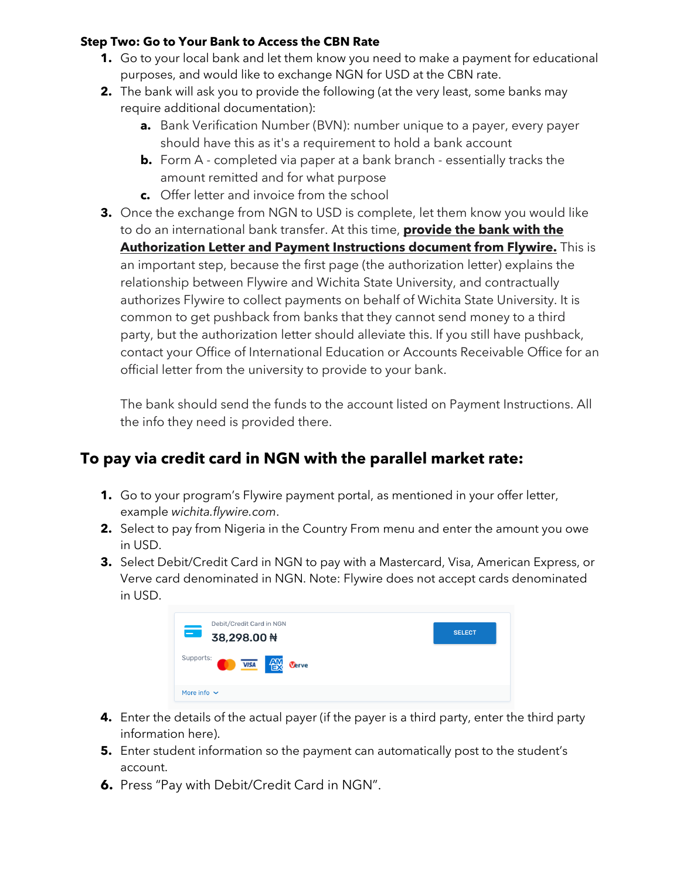**Step Two: Go to Your Bank to Access the CBN Rate**

1. Go to your local bank and let them know you need to make a payment for educational purposes, and would like to exchange NGN for USD at the CBN rate.
2. The bank will ask you to provide the following (at the very least, some banks may require additional documentation):
   a. Bank Verification Number (BVN): number unique to a payer, every payer should have this as it's a requirement to hold a bank account
   b. Form A - completed via paper at a bank branch - essentially tracks the amount remitted and for what purpose
   c. Offer letter and invoice from the school
3. Once the exchange from NGN to USD is complete, let them know you would like to do an international bank transfer. At this time, **provide the bank with the Authorization Letter and Payment Instructions document from Flywire.** This is an important step, because the first page (the authorization letter) explains the relationship between Flywire and Wichita State University, and contractually authorizes Flywire to collect payments on behalf of Wichita State University. It is common to get pushback from banks that they cannot send money to a third party, but the authorization letter should alleviate this. If you still have pushback, contact your Office of International Education or Accounts Receivable Office for an official letter from the university to provide to your bank.

   The bank should send the funds to the account listed on Payment Instructions. All the info they need is provided there.

## To pay via credit card in NGN with the parallel market rate:

1. Go to your program's Flywire payment portal, as mentioned in your offer letter, example *wichita.flywire.com*.
2. Select to pay from Nigeria in the Country From menu and enter the amount you owe in USD.
3. Select Debit/Credit Card in NGN to pay with a Mastercard, Visa, American Express, or Verve card denominated in NGN. Note: Flywire does not accept cards denominated in USD.

   Debit/Credit Card in NGN
   38,298.00 ₦
   SELECT
   Supports:
   More info

4. Enter the details of the actual payer (if the payer is a third party, enter the third party information here).
5. Enter student information so the payment can automatically post to the student's account.
6. Press "Pay with Debit/Credit Card in NGN".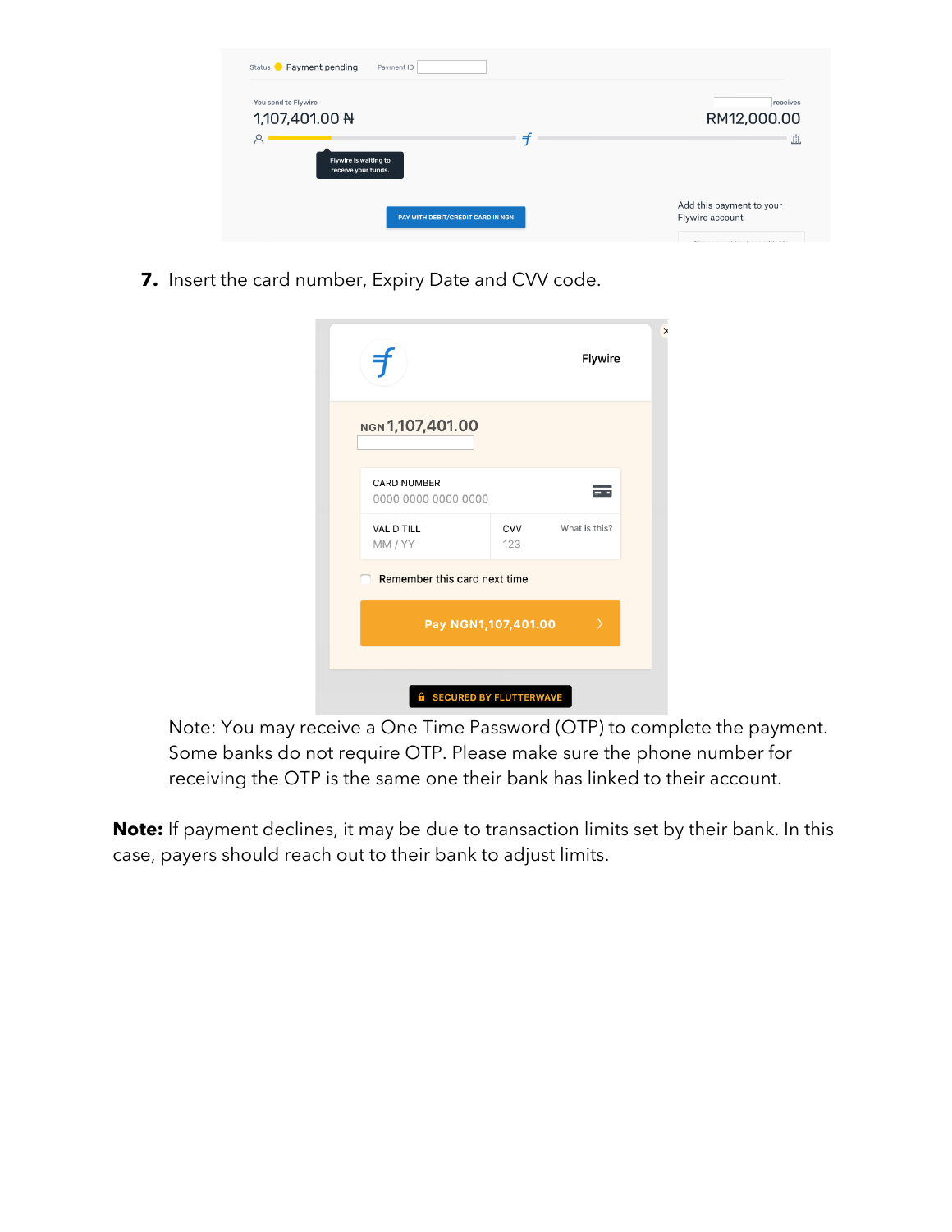7. Insert the card number, Expiry Date and CVV code.

   Note: You may receive a One Time Password (OTP) to complete the payment. Some banks do not require OTP. Please make sure the phone number for receiving the OTP is the same one their bank has linked to their account.

**Note:** If payment declines, it may be due to transaction limits set by their bank. In this case, payers should reach out to their bank to adjust limits.